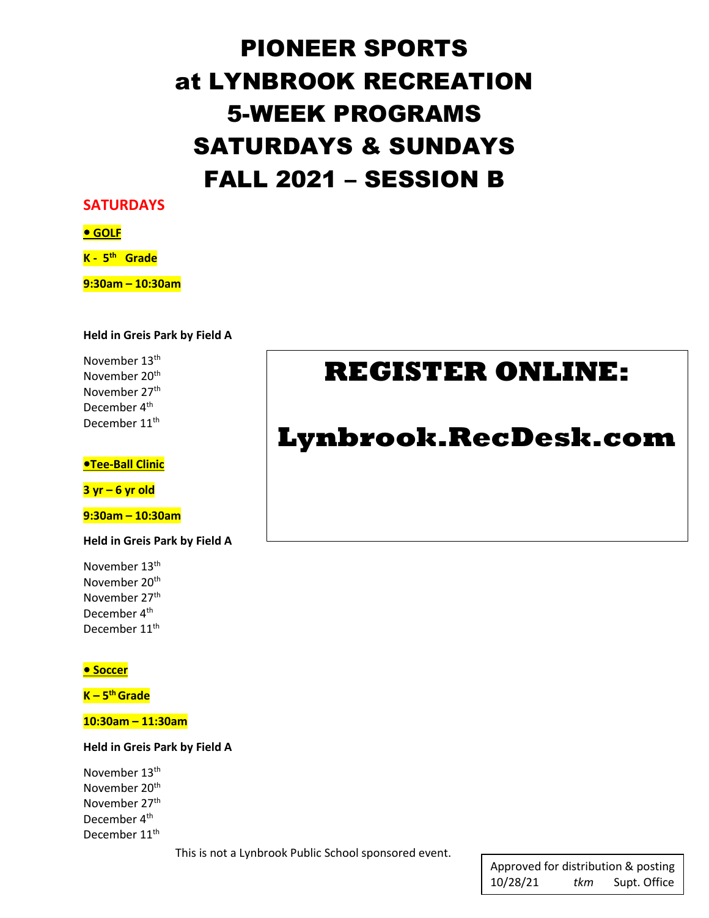# PIONEER SPORTS
# at LYNBROOK RECREATION
# 5-WEEK PROGRAMS
# SATURDAYS & SUNDAYS
# FALL 2021 – SESSION B

## SATURDAYS

**• GOLF**

**K - 5th Grade**

**9:30am – 10:30am**

**Held in Greis Park by Field A**

November 13th
November 20th
November 27th
December 4th
December 11th

**•Tee-Ball Clinic**

**3 yr – 6 yr old**

**9:30am – 10:30am**

**Held in Greis Park by Field A**

November 13th
November 20th
November 27th
December 4th
December 11th

**• Soccer**

**K – 5th Grade**

**10:30am – 11:30am**

**Held in Greis Park by Field A**

November 13th
November 20th
November 27th
December 4th
December 11th

**REGISTER ONLINE:**

**Lynbrook.RecDesk.com**

This is not a Lynbrook Public School sponsored event.

Approved for distribution & posting
10/28/21 *tkm* Supt. Office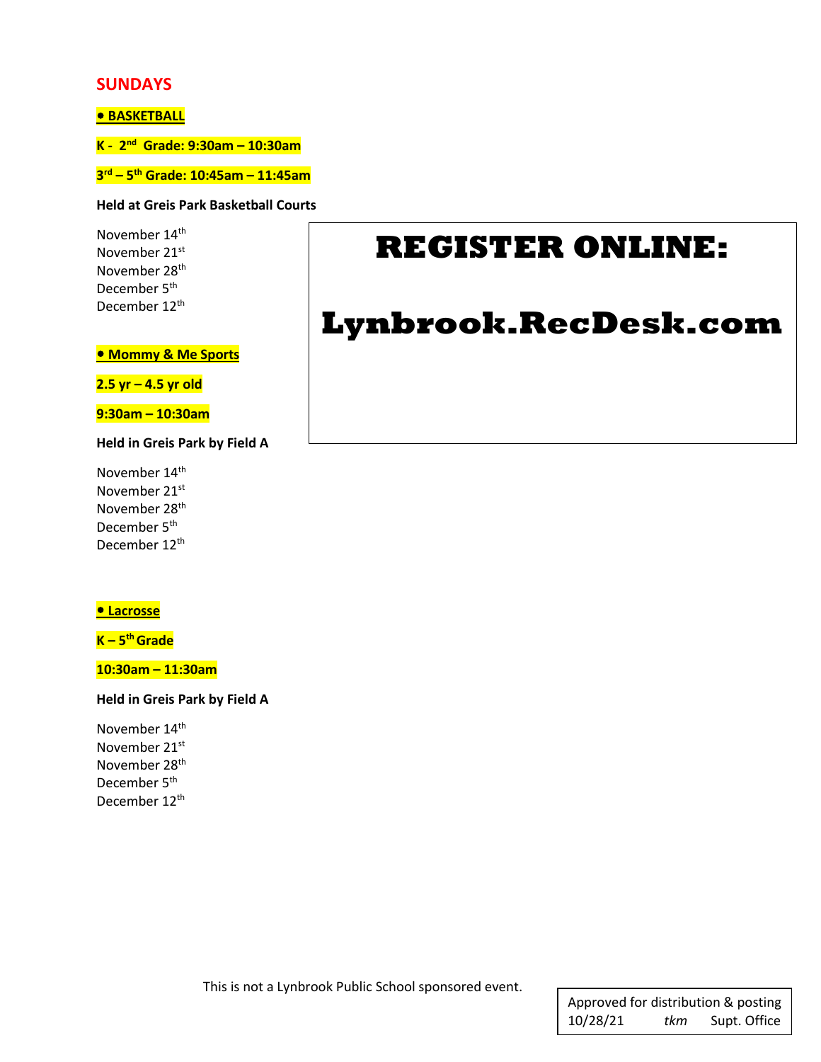## SUNDAYS

**• BASKETBALL**

**K - 2nd Grade: 9:30am – 10:30am**

**3rd – 5th Grade: 10:45am – 11:45am**

**Held at Greis Park Basketball Courts**

November 14th
November 21st
November 28th
December 5th
December 12th

# REGISTER ONLINE:

# Lynbrook.RecDesk.com

**• Mommy & Me Sports**

**2.5 yr – 4.5 yr old**

**9:30am – 10:30am**

**Held in Greis Park by Field A**

November 14th
November 21st
November 28th
December 5th
December 12th

**• Lacrosse**

**K – 5th Grade**

**10:30am – 11:30am**

**Held in Greis Park by Field A**

November 14th
November 21st
November 28th
December 5th
December 12th

This is not a Lynbrook Public School sponsored event.

Approved for distribution & posting
10/28/21 *tkm* Supt. Office